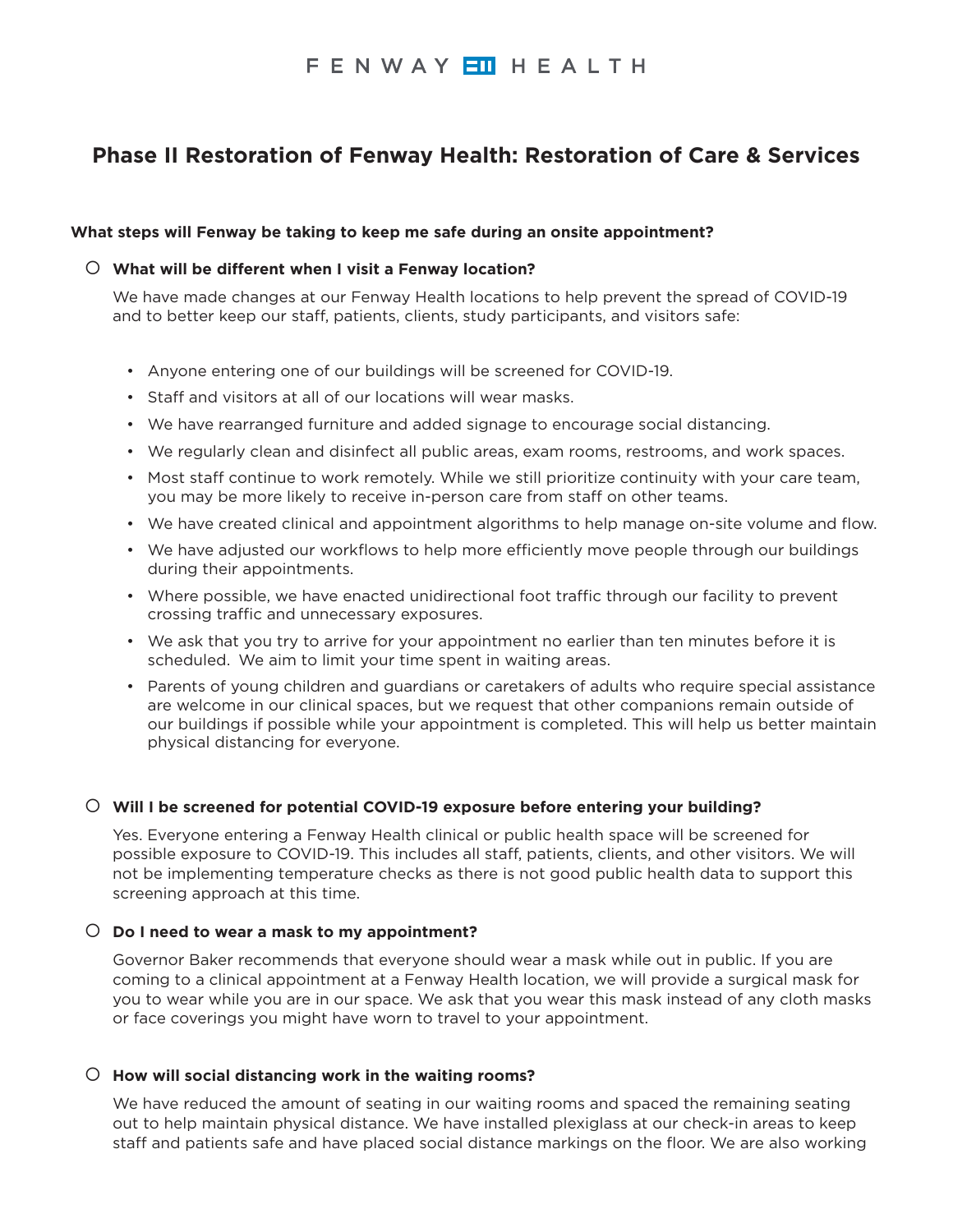FENWAY HEALTH

# Phase II Restoration of Fenway Health: Restoration of Care & Services

**What steps will Fenway be taking to keep me safe during an onsite appointment?**

- **What will be different when I visit a Fenway location?**

  We have made changes at our Fenway Health locations to help prevent the spread of COVID-19 and to better keep our staff, patients, clients, study participants, and visitors safe:

  - Anyone entering one of our buildings will be screened for COVID-19.
  - Staff and visitors at all of our locations will wear masks.
  - We have rearranged furniture and added signage to encourage social distancing.
  - We regularly clean and disinfect all public areas, exam rooms, restrooms, and work spaces.
  - Most staff continue to work remotely. While we still prioritize continuity with your care team, you may be more likely to receive in-person care from staff on other teams.
  - We have created clinical and appointment algorithms to help manage on-site volume and flow.
  - We have adjusted our workflows to help more efficiently move people through our buildings during their appointments.
  - Where possible, we have enacted unidirectional foot traffic through our facility to prevent crossing traffic and unnecessary exposures.
  - We ask that you try to arrive for your appointment no earlier than ten minutes before it is scheduled. We aim to limit your time spent in waiting areas.
  - Parents of young children and guardians or caretakers of adults who require special assistance are welcome in our clinical spaces, but we request that other companions remain outside of our buildings if possible while your appointment is completed. This will help us better maintain physical distancing for everyone.

- **Will I be screened for potential COVID-19 exposure before entering your building?**

  Yes. Everyone entering a Fenway Health clinical or public health space will be screened for possible exposure to COVID-19. This includes all staff, patients, clients, and other visitors. We will not be implementing temperature checks as there is not good public health data to support this screening approach at this time.

- **Do I need to wear a mask to my appointment?**

  Governor Baker recommends that everyone should wear a mask while out in public. If you are coming to a clinical appointment at a Fenway Health location, we will provide a surgical mask for you to wear while you are in our space. We ask that you wear this mask instead of any cloth masks or face coverings you might have worn to travel to your appointment.

- **How will social distancing work in the waiting rooms?**

  We have reduced the amount of seating in our waiting rooms and spaced the remaining seating out to help maintain physical distance. We have installed plexiglass at our check-in areas to keep staff and patients safe and have placed social distance markings on the floor. We are also working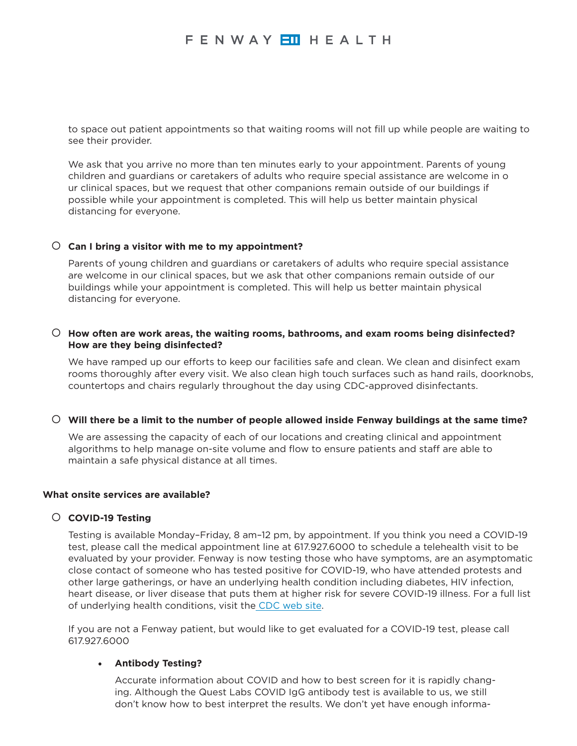to space out patient appointments so that waiting rooms will not fill up while people are waiting to see their provider.

We ask that you arrive no more than ten minutes early to your appointment. Parents of young children and guardians or caretakers of adults who require special assistance are welcome in o ur clinical spaces, but we request that other companions remain outside of our buildings if possible while your appointment is completed. This will help us better maintain physical distancing for everyone.

- **Can I bring a visitor with me to my appointment?**

  Parents of young children and guardians or caretakers of adults who require special assistance are welcome in our clinical spaces, but we ask that other companions remain outside of our buildings while your appointment is completed. This will help us better maintain physical distancing for everyone.

- **How often are work areas, the waiting rooms, bathrooms, and exam rooms being disinfected? How are they being disinfected?**

  We have ramped up our efforts to keep our facilities safe and clean. We clean and disinfect exam rooms thoroughly after every visit. We also clean high touch surfaces such as hand rails, doorknobs, countertops and chairs regularly throughout the day using CDC-approved disinfectants.

- **Will there be a limit to the number of people allowed inside Fenway buildings at the same time?**

  We are assessing the capacity of each of our locations and creating clinical and appointment algorithms to help manage on-site volume and flow to ensure patients and staff are able to maintain a safe physical distance at all times.

**What onsite services are available?**

- **COVID-19 Testing**

  Testing is available Monday–Friday, 8 am–12 pm, by appointment. If you think you need a COVID-19 test, please call the medical appointment line at 617.927.6000 to schedule a telehealth visit to be evaluated by your provider. Fenway is now testing those who have symptoms, are an asymptomatic close contact of someone who has tested positive for COVID-19, who have attended protests and other large gatherings, or have an underlying health condition including diabetes, HIV infection, heart disease, or liver disease that puts them at higher risk for severe COVID-19 illness. For a full list of underlying health conditions, visit the CDC web site.

  If you are not a Fenway patient, but would like to get evaluated for a COVID-19 test, please call 617.927.6000

  - **Antibody Testing?**

    Accurate information about COVID and how to best screen for it is rapidly changing. Although the Quest Labs COVID IgG antibody test is available to us, we still don't know how to best interpret the results. We don't yet have enough informa-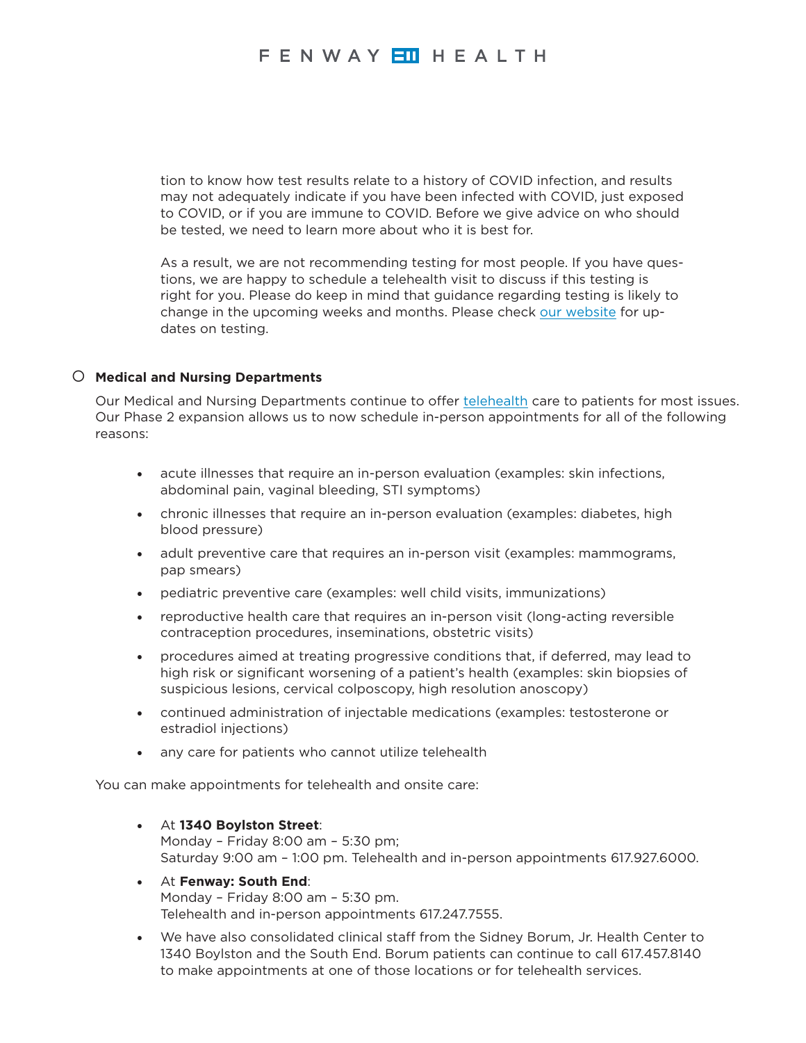tion to know how test results relate to a history of COVID infection, and results may not adequately indicate if you have been infected with COVID, just exposed to COVID, or if you are immune to COVID. Before we give advice on who should be tested, we need to learn more about who it is best for.

As a result, we are not recommending testing for most people. If you have questions, we are happy to schedule a telehealth visit to discuss if this testing is right for you. Please do keep in mind that guidance regarding testing is likely to change in the upcoming weeks and months. Please check our website for updates on testing.

- **Medical and Nursing Departments**

  Our Medical and Nursing Departments continue to offer telehealth care to patients for most issues. Our Phase 2 expansion allows us to now schedule in-person appointments for all of the following reasons:

  - acute illnesses that require an in-person evaluation (examples: skin infections, abdominal pain, vaginal bleeding, STI symptoms)
  - chronic illnesses that require an in-person evaluation (examples: diabetes, high blood pressure)
  - adult preventive care that requires an in-person visit (examples: mammograms, pap smears)
  - pediatric preventive care (examples: well child visits, immunizations)
  - reproductive health care that requires an in-person visit (long-acting reversible contraception procedures, inseminations, obstetric visits)
  - procedures aimed at treating progressive conditions that, if deferred, may lead to high risk or significant worsening of a patient's health (examples: skin biopsies of suspicious lesions, cervical colposcopy, high resolution anoscopy)
  - continued administration of injectable medications (examples: testosterone or estradiol injections)
  - any care for patients who cannot utilize telehealth

  You can make appointments for telehealth and onsite care:

  - At **1340 Boylston Street**:
    Monday – Friday 8:00 am – 5:30 pm;
    Saturday 9:00 am – 1:00 pm. Telehealth and in-person appointments 617.927.6000.
  - At **Fenway: South End**:
    Monday – Friday 8:00 am – 5:30 pm.
    Telehealth and in-person appointments 617.247.7555.
  - We have also consolidated clinical staff from the Sidney Borum, Jr. Health Center to 1340 Boylston and the South End. Borum patients can continue to call 617.457.8140 to make appointments at one of those locations or for telehealth services.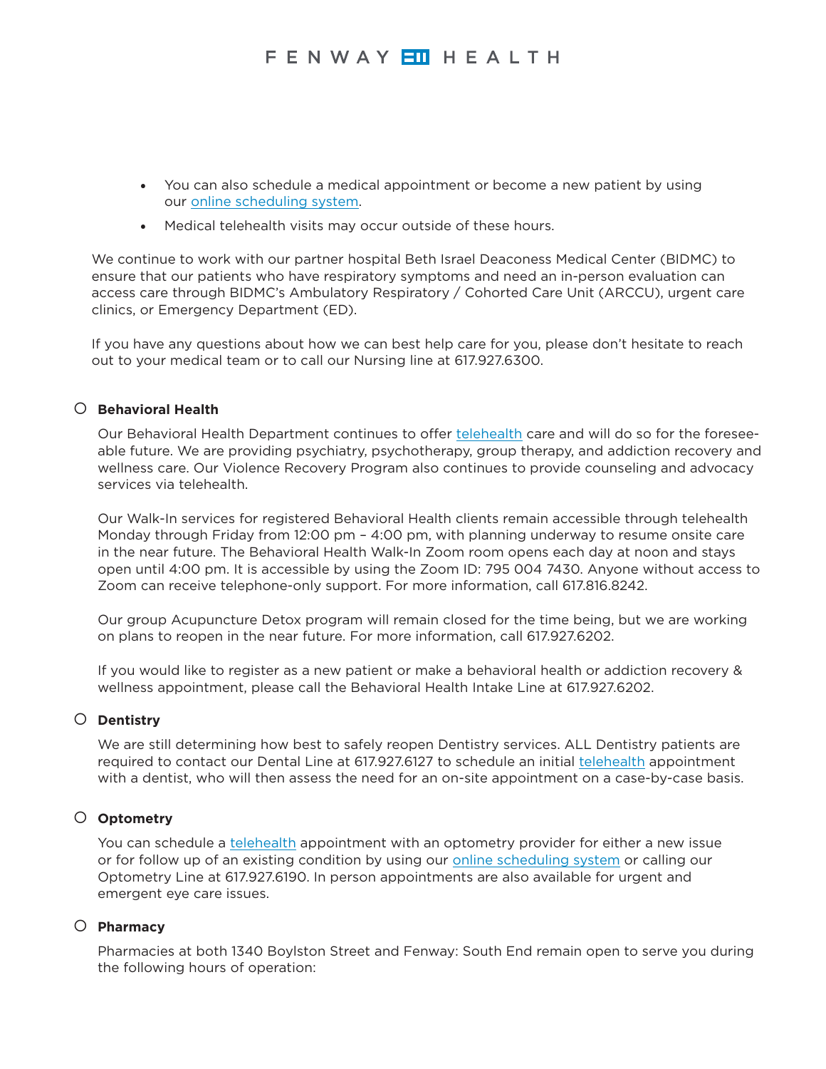- You can also schedule a medical appointment or become a new patient by using our online scheduling system.
- Medical telehealth visits may occur outside of these hours.

We continue to work with our partner hospital Beth Israel Deaconess Medical Center (BIDMC) to ensure that our patients who have respiratory symptoms and need an in-person evaluation can access care through BIDMC's Ambulatory Respiratory / Cohorted Care Unit (ARCCU), urgent care clinics, or Emergency Department (ED).

If you have any questions about how we can best help care for you, please don't hesitate to reach out to your medical team or to call our Nursing line at 617.927.6300.

- **Behavioral Health**

  Our Behavioral Health Department continues to offer telehealth care and will do so for the foreseeable future. We are providing psychiatry, psychotherapy, group therapy, and addiction recovery and wellness care. Our Violence Recovery Program also continues to provide counseling and advocacy services via telehealth.

  Our Walk-In services for registered Behavioral Health clients remain accessible through telehealth Monday through Friday from 12:00 pm – 4:00 pm, with planning underway to resume onsite care in the near future. The Behavioral Health Walk-In Zoom room opens each day at noon and stays open until 4:00 pm. It is accessible by using the Zoom ID: 795 004 7430. Anyone without access to Zoom can receive telephone-only support. For more information, call 617.816.8242.

  Our group Acupuncture Detox program will remain closed for the time being, but we are working on plans to reopen in the near future. For more information, call 617.927.6202.

  If you would like to register as a new patient or make a behavioral health or addiction recovery & wellness appointment, please call the Behavioral Health Intake Line at 617.927.6202.

- **Dentistry**

  We are still determining how best to safely reopen Dentistry services. ALL Dentistry patients are required to contact our Dental Line at 617.927.6127 to schedule an initial telehealth appointment with a dentist, who will then assess the need for an on-site appointment on a case-by-case basis.

- **Optometry**

  You can schedule a telehealth appointment with an optometry provider for either a new issue or for follow up of an existing condition by using our online scheduling system or calling our Optometry Line at 617.927.6190. In person appointments are also available for urgent and emergent eye care issues.

- **Pharmacy**

  Pharmacies at both 1340 Boylston Street and Fenway: South End remain open to serve you during the following hours of operation: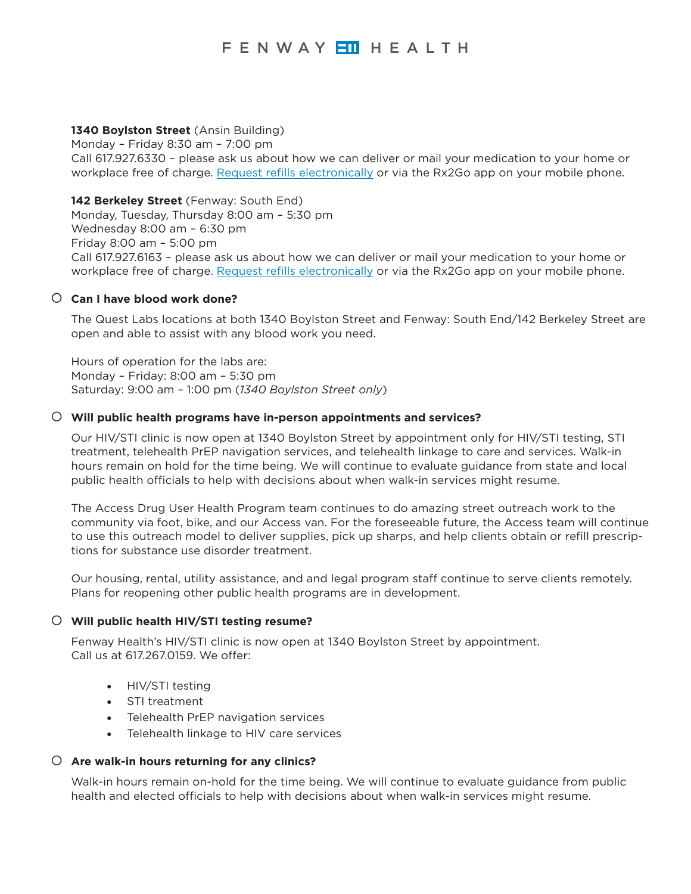**1340 Boylston Street** (Ansin Building)
Monday – Friday 8:30 am – 7:00 pm
Call 617.927.6330 – please ask us about how we can deliver or mail your medication to your home or workplace free of charge. Request refills electronically or via the Rx2Go app on your mobile phone.

**142 Berkeley Street** (Fenway: South End)
Monday, Tuesday, Thursday 8:00 am – 5:30 pm
Wednesday 8:00 am – 6:30 pm
Friday 8:00 am – 5:00 pm
Call 617.927.6163 – please ask us about how we can deliver or mail your medication to your home or workplace free of charge. Request refills electronically or via the Rx2Go app on your mobile phone.

### Can I have blood work done?

The Quest Labs locations at both 1340 Boylston Street and Fenway: South End/142 Berkeley Street are open and able to assist with any blood work you need.

Hours of operation for the labs are:
Monday – Friday: 8:00 am – 5:30 pm
Saturday: 9:00 am – 1:00 pm (*1340 Boylston Street only*)

### Will public health programs have in-person appointments and services?

Our HIV/STI clinic is now open at 1340 Boylston Street by appointment only for HIV/STI testing, STI treatment, telehealth PrEP navigation services, and telehealth linkage to care and services. Walk-in hours remain on hold for the time being. We will continue to evaluate guidance from state and local public health officials to help with decisions about when walk-in services might resume.

The Access Drug User Health Program team continues to do amazing street outreach work to the community via foot, bike, and our Access van. For the foreseeable future, the Access team will continue to use this outreach model to deliver supplies, pick up sharps, and help clients obtain or refill prescriptions for substance use disorder treatment.

Our housing, rental, utility assistance, and and legal program staff continue to serve clients remotely. Plans for reopening other public health programs are in development.

### Will public health HIV/STI testing resume?

Fenway Health's HIV/STI clinic is now open at 1340 Boylston Street by appointment.
Call us at 617.267.0159. We offer:

- HIV/STI testing
- STI treatment
- Telehealth PrEP navigation services
- Telehealth linkage to HIV care services

### Are walk-in hours returning for any clinics?

Walk-in hours remain on-hold for the time being. We will continue to evaluate guidance from public health and elected officials to help with decisions about when walk-in services might resume.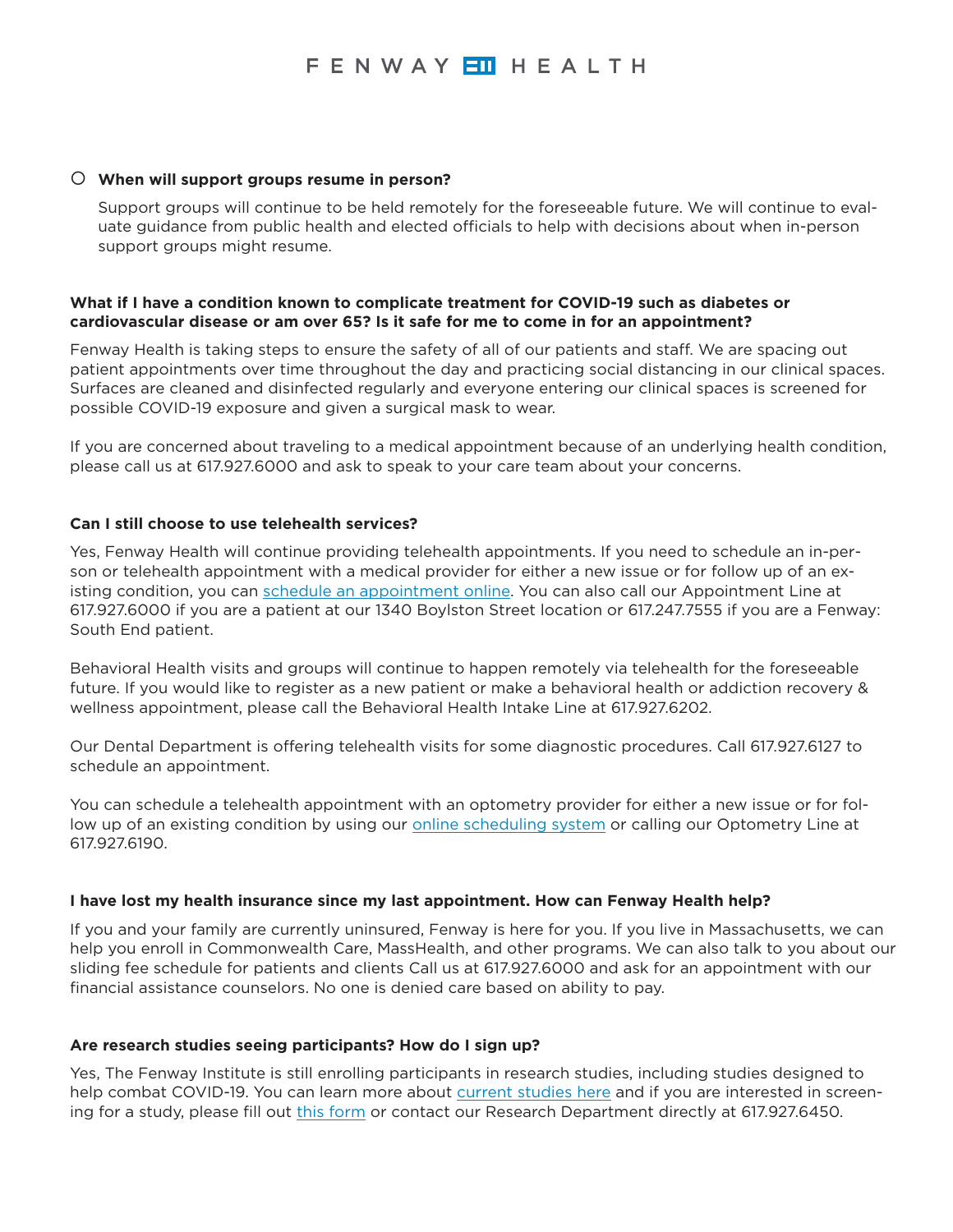- **When will support groups resume in person?**

  Support groups will continue to be held remotely for the foreseeable future. We will continue to evaluate guidance from public health and elected officials to help with decisions about when in-person support groups might resume.

**What if I have a condition known to complicate treatment for COVID-19 such as diabetes or cardiovascular disease or am over 65? Is it safe for me to come in for an appointment?**

Fenway Health is taking steps to ensure the safety of all of our patients and staff. We are spacing out patient appointments over time throughout the day and practicing social distancing in our clinical spaces. Surfaces are cleaned and disinfected regularly and everyone entering our clinical spaces is screened for possible COVID-19 exposure and given a surgical mask to wear.

If you are concerned about traveling to a medical appointment because of an underlying health condition, please call us at 617.927.6000 and ask to speak to your care team about your concerns.

**Can I still choose to use telehealth services?**

Yes, Fenway Health will continue providing telehealth appointments. If you need to schedule an in-person or telehealth appointment with a medical provider for either a new issue or for follow up of an existing condition, you can schedule an appointment online. You can also call our Appointment Line at 617.927.6000 if you are a patient at our 1340 Boylston Street location or 617.247.7555 if you are a Fenway: South End patient.

Behavioral Health visits and groups will continue to happen remotely via telehealth for the foreseeable future. If you would like to register as a new patient or make a behavioral health or addiction recovery & wellness appointment, please call the Behavioral Health Intake Line at 617.927.6202.

Our Dental Department is offering telehealth visits for some diagnostic procedures. Call 617.927.6127 to schedule an appointment.

You can schedule a telehealth appointment with an optometry provider for either a new issue or for follow up of an existing condition by using our online scheduling system or calling our Optometry Line at 617.927.6190.

**I have lost my health insurance since my last appointment. How can Fenway Health help?**

If you and your family are currently uninsured, Fenway is here for you. If you live in Massachusetts, we can help you enroll in Commonwealth Care, MassHealth, and other programs. We can also talk to you about our sliding fee schedule for patients and clients Call us at 617.927.6000 and ask for an appointment with our financial assistance counselors. No one is denied care based on ability to pay.

**Are research studies seeing participants? How do I sign up?**

Yes, The Fenway Institute is still enrolling participants in research studies, including studies designed to help combat COVID-19. You can learn more about current studies here and if you are interested in screening for a study, please fill out this form or contact our Research Department directly at 617.927.6450.